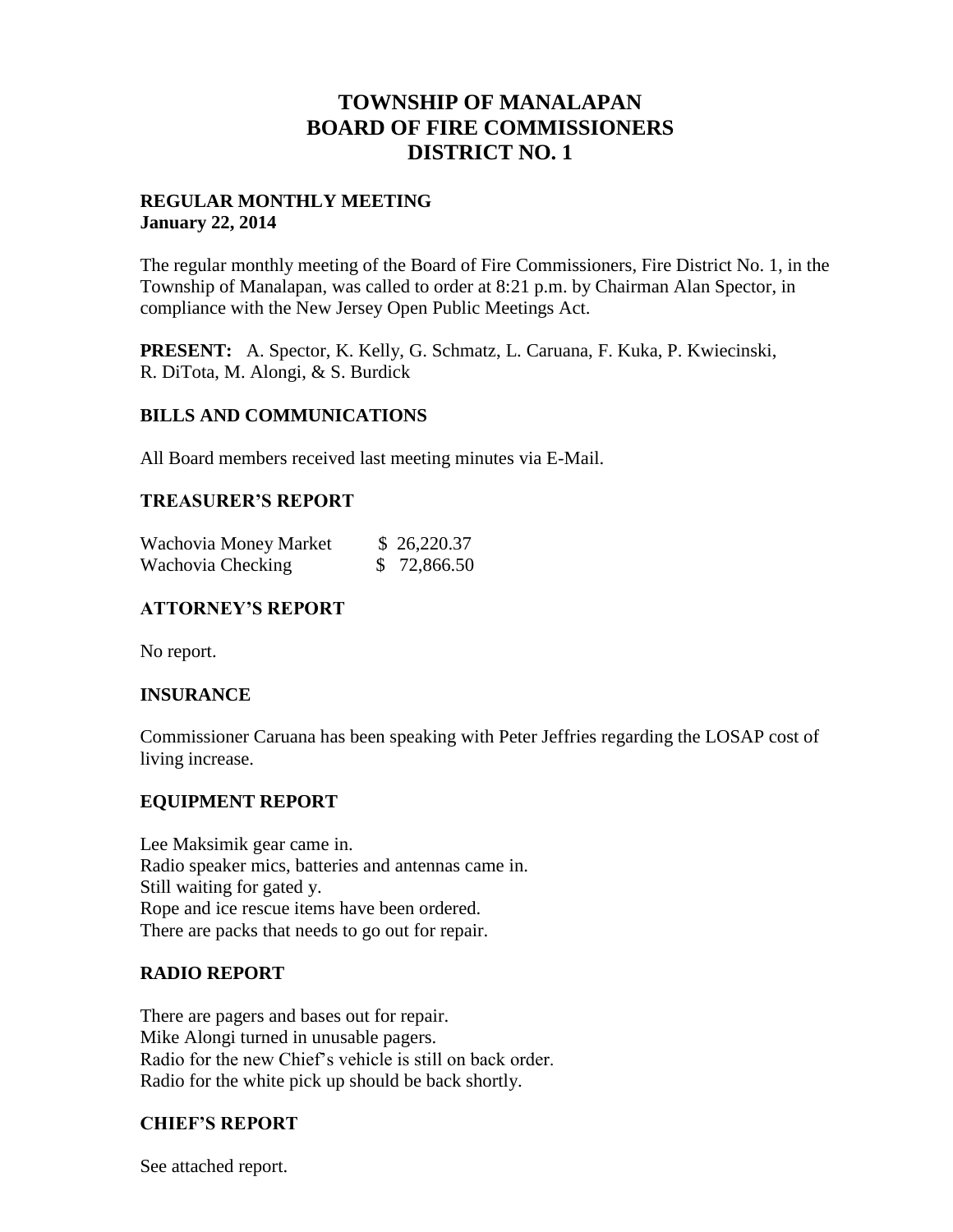# TOWNSHIP OF MANALAPAN
# BOARD OF FIRE COMMISSIONERS
# DISTRICT NO. 1

**REGULAR MONTHLY MEETING**
**January 22, 2014**

The regular monthly meeting of the Board of Fire Commissioners, Fire District No. 1, in the Township of Manalapan, was called to order at 8:21 p.m. by Chairman Alan Spector, in compliance with the New Jersey Open Public Meetings Act.

**PRESENT:** A. Spector, K. Kelly, G. Schmatz, L. Caruana, F. Kuka, P. Kwiecinski, R. DiTota, M. Alongi, & S. Burdick

## BILLS AND COMMUNICATIONS

All Board members received last meeting minutes via E-Mail.

## TREASURER'S REPORT

| | |
|---|---|
| Wachovia Money Market | $ 26,220.37 |
| Wachovia Checking | $ 72,866.50 |

## ATTORNEY'S REPORT

No report.

## INSURANCE

Commissioner Caruana has been speaking with Peter Jeffries regarding the LOSAP cost of living increase.

## EQUIPMENT REPORT

Lee Maksimik gear came in.
Radio speaker mics, batteries and antennas came in.
Still waiting for gated y.
Rope and ice rescue items have been ordered.
There are packs that needs to go out for repair.

## RADIO REPORT

There are pagers and bases out for repair.
Mike Alongi turned in unusable pagers.
Radio for the new Chief's vehicle is still on back order.
Radio for the white pick up should be back shortly.

## CHIEF'S REPORT

See attached report.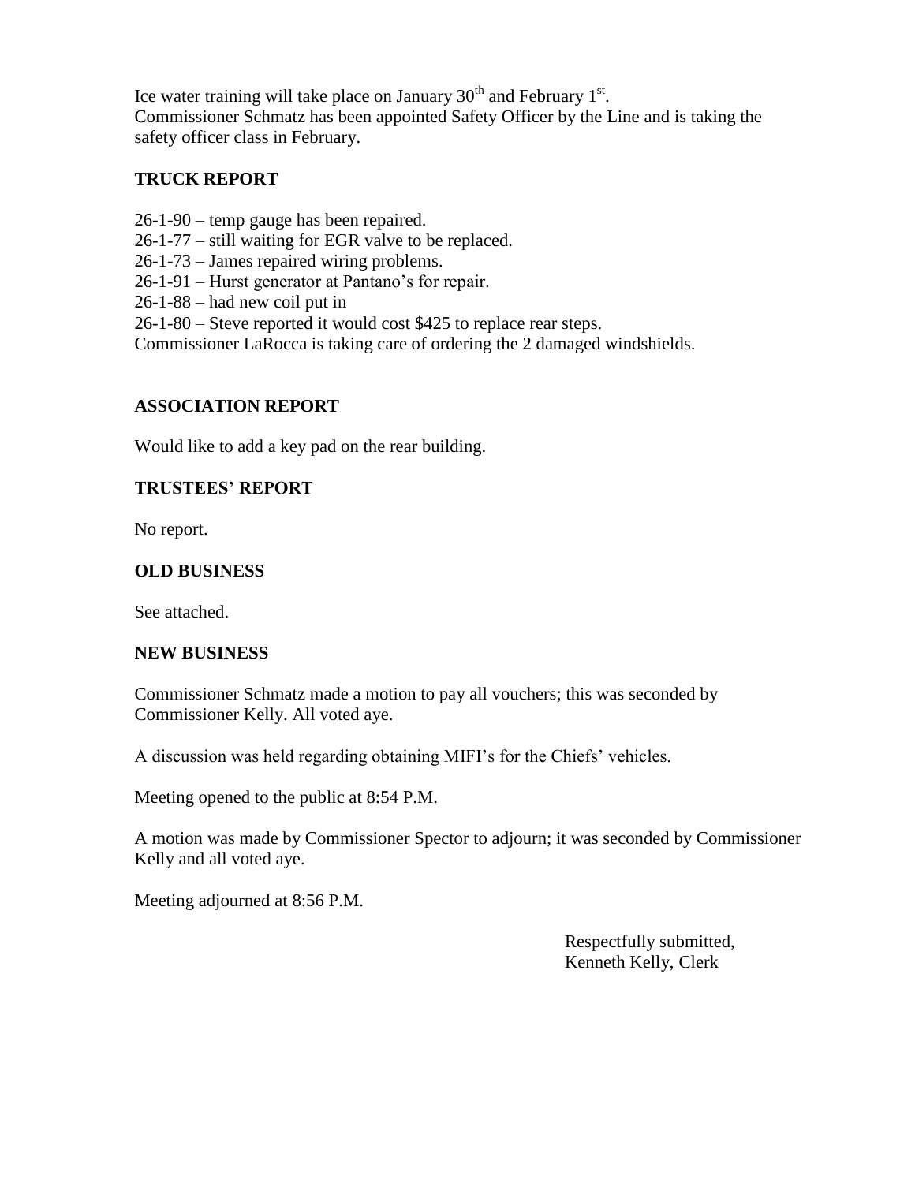Ice water training will take place on January 30th and February 1st.
Commissioner Schmatz has been appointed Safety Officer by the Line and is taking the safety officer class in February.

## TRUCK REPORT

26-1-90 – temp gauge has been repaired.
26-1-77 – still waiting for EGR valve to be replaced.
26-1-73 – James repaired wiring problems.
26-1-91 – Hurst generator at Pantano's for repair.
26-1-88 – had new coil put in
26-1-80 – Steve reported it would cost $425 to replace rear steps.
Commissioner LaRocca is taking care of ordering the 2 damaged windshields.

## ASSOCIATION REPORT

Would like to add a key pad on the rear building.

## TRUSTEES' REPORT

No report.

## OLD BUSINESS

See attached.

## NEW BUSINESS

Commissioner Schmatz made a motion to pay all vouchers; this was seconded by Commissioner Kelly. All voted aye.

A discussion was held regarding obtaining MIFI's for the Chiefs' vehicles.

Meeting opened to the public at 8:54 P.M.

A motion was made by Commissioner Spector to adjourn; it was seconded by Commissioner Kelly and all voted aye.

Meeting adjourned at 8:56 P.M.

Respectfully submitted,
Kenneth Kelly, Clerk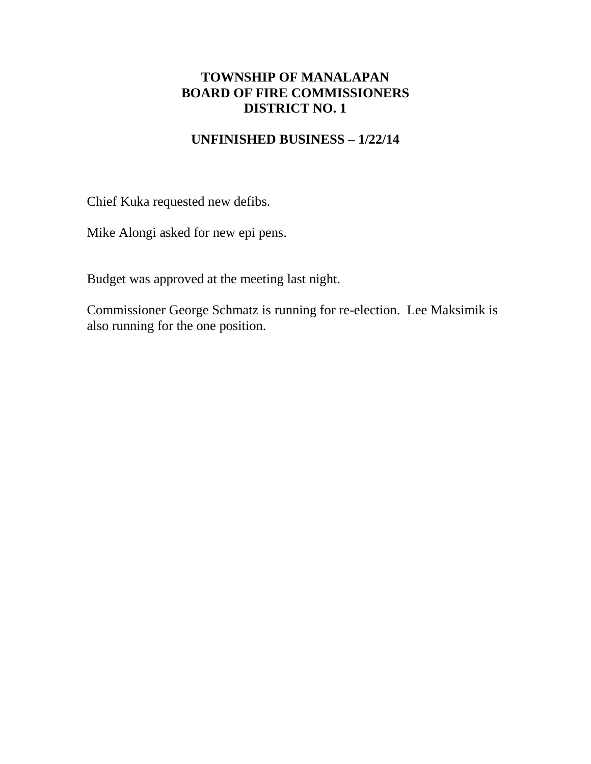**TOWNSHIP OF MANALAPAN**
**BOARD OF FIRE COMMISSIONERS**
**DISTRICT NO. 1**

**UNFINISHED BUSINESS – 1/22/14**

Chief Kuka requested new defibs.

Mike Alongi asked for new epi pens.

Budget was approved at the meeting last night.

Commissioner George Schmatz is running for re-election. Lee Maksimik is also running for the one position.